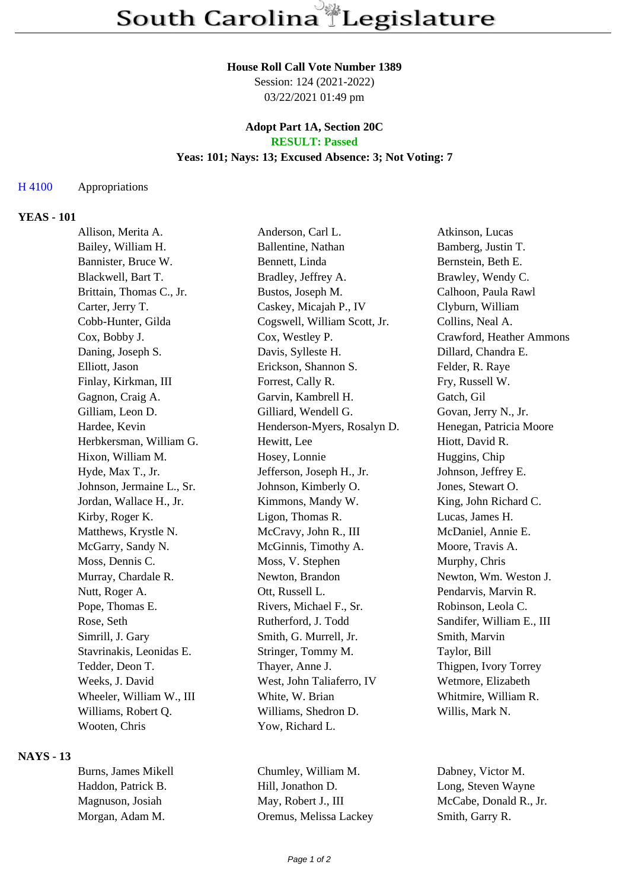# South Carolina Legislature

**House Roll Call Vote Number 1389**
Session: 124 (2021-2022)
03/22/2021 01:49 pm

**Adopt Part 1A, Section 20C**
**RESULT: Passed**
**Yeas: 101; Nays: 13; Excused Absence: 3; Not Voting: 7**

H 4100 Appropriations

## YEAS - 101

| | | |
|---|---|---|
| Allison, Merita A. | Anderson, Carl L. | Atkinson, Lucas |
| Bailey, William H. | Ballentine, Nathan | Bamberg, Justin T. |
| Bannister, Bruce W. | Bennett, Linda | Bernstein, Beth E. |
| Blackwell, Bart T. | Bradley, Jeffrey A. | Brawley, Wendy C. |
| Brittain, Thomas C., Jr. | Bustos, Joseph M. | Calhoon, Paula Rawl |
| Carter, Jerry T. | Caskey, Micajah P., IV | Clyburn, William |
| Cobb-Hunter, Gilda | Cogswell, William Scott, Jr. | Collins, Neal A. |
| Cox, Bobby J. | Cox, Westley P. | Crawford, Heather Ammons |
| Daning, Joseph S. | Davis, Sylleste H. | Dillard, Chandra E. |
| Elliott, Jason | Erickson, Shannon S. | Felder, R. Raye |
| Finlay, Kirkman, III | Forrest, Cally R. | Fry, Russell W. |
| Gagnon, Craig A. | Garvin, Kambrell H. | Gatch, Gil |
| Gilliam, Leon D. | Gilliard, Wendell G. | Govan, Jerry N., Jr. |
| Hardee, Kevin | Henderson-Myers, Rosalyn D. | Henegan, Patricia Moore |
| Herbkersman, William G. | Hewitt, Lee | Hiott, David R. |
| Hixon, William M. | Hosey, Lonnie | Huggins, Chip |
| Hyde, Max T., Jr. | Jefferson, Joseph H., Jr. | Johnson, Jeffrey E. |
| Johnson, Jermaine L., Sr. | Johnson, Kimberly O. | Jones, Stewart O. |
| Jordan, Wallace H., Jr. | Kimmons, Mandy W. | King, John Richard C. |
| Kirby, Roger K. | Ligon, Thomas R. | Lucas, James H. |
| Matthews, Krystle N. | McCravy, John R., III | McDaniel, Annie E. |
| McGarry, Sandy N. | McGinnis, Timothy A. | Moore, Travis A. |
| Moss, Dennis C. | Moss, V. Stephen | Murphy, Chris |
| Murray, Chardale R. | Newton, Brandon | Newton, Wm. Weston J. |
| Nutt, Roger A. | Ott, Russell L. | Pendarvis, Marvin R. |
| Pope, Thomas E. | Rivers, Michael F., Sr. | Robinson, Leola C. |
| Rose, Seth | Rutherford, J. Todd | Sandifer, William E., III |
| Simrill, J. Gary | Smith, G. Murrell, Jr. | Smith, Marvin |
| Stavrinakis, Leonidas E. | Stringer, Tommy M. | Taylor, Bill |
| Tedder, Deon T. | Thayer, Anne J. | Thigpen, Ivory Torrey |
| Weeks, J. David | West, John Taliaferro, IV | Wetmore, Elizabeth |
| Wheeler, William W., III | White, W. Brian | Whitmire, William R. |
| Williams, Robert Q. | Williams, Shedron D. | Willis, Mark N. |
| Wooten, Chris | Yow, Richard L. | |

## NAYS - 13

| | | |
|---|---|---|
| Burns, James Mikell | Chumley, William M. | Dabney, Victor M. |
| Haddon, Patrick B. | Hill, Jonathon D. | Long, Steven Wayne |
| Magnuson, Josiah | May, Robert J., III | McCabe, Donald R., Jr. |
| Morgan, Adam M. | Oremus, Melissa Lackey | Smith, Garry R. |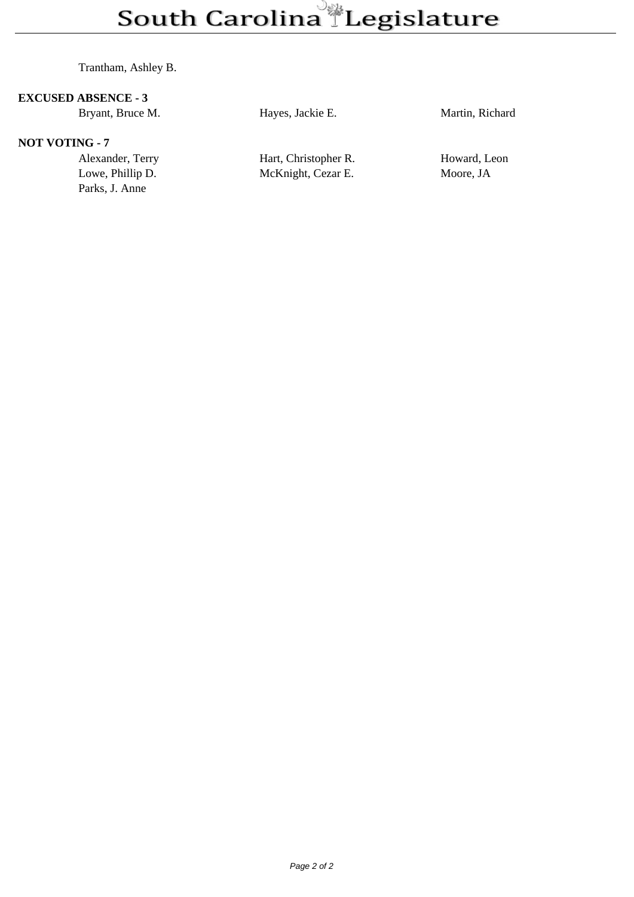Trantham, Ashley B.

**EXCUSED ABSENCE - 3**

| | | |
|---|---|---|
| Bryant, Bruce M. | Hayes, Jackie E. | Martin, Richard |

**NOT VOTING - 7**

| | | |
|---|---|---|
| Alexander, Terry | Hart, Christopher R. | Howard, Leon |
| Lowe, Phillip D. | McKnight, Cezar E. | Moore, JA |
| Parks, J. Anne | | |